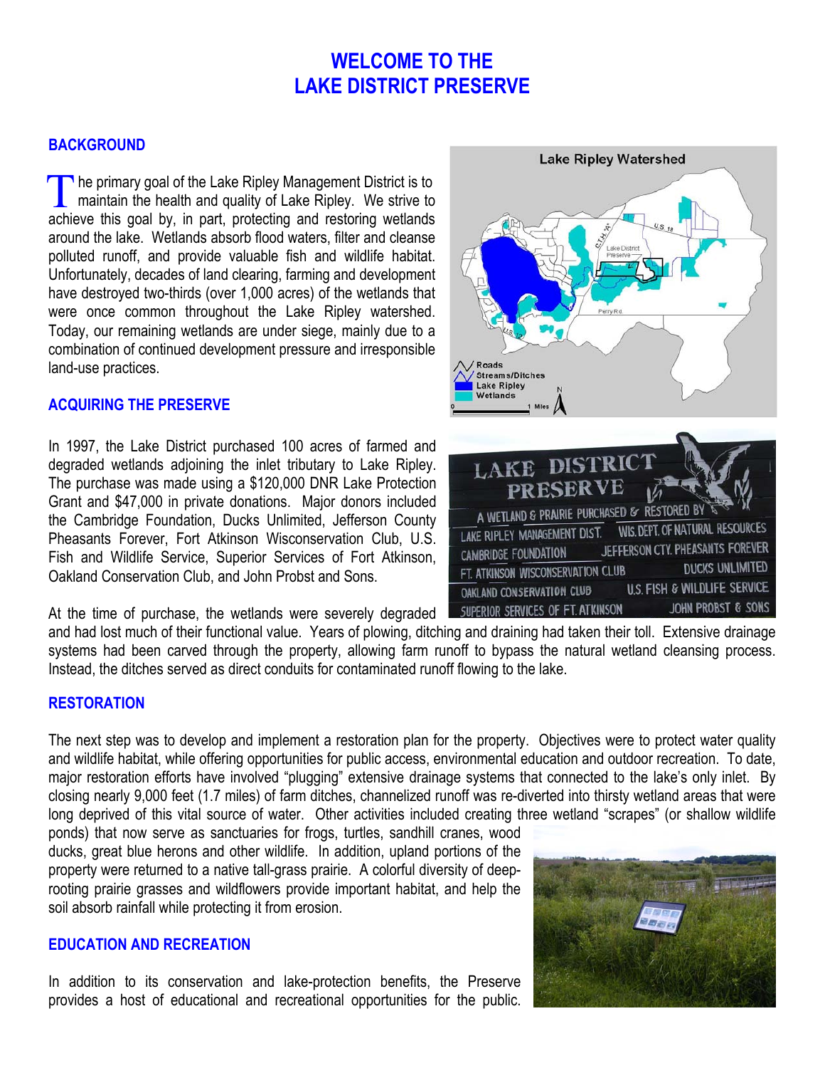# WELCOME TO THE LAKE DISTRICT PRESERVE

## BACKGROUND

The primary goal of the Lake Ripley Management District is to maintain the health and quality of Lake Ripley. We strive to achieve this goal by, in part, protecting and restoring wetlands around the lake. Wetlands absorb flood waters, filter and cleanse polluted runoff, and provide valuable fish and wildlife habitat. Unfortunately, decades of land clearing, farming and development have destroyed two-thirds (over 1,000 acres) of the wetlands that were once common throughout the Lake Ripley watershed. Today, our remaining wetlands are under siege, mainly due to a combination of continued development pressure and irresponsible land-use practices.

## ACQUIRING THE PRESERVE

In 1997, the Lake District purchased 100 acres of farmed and degraded wetlands adjoining the inlet tributary to Lake Ripley. The purchase was made using a $120,000 DNR Lake Protection Grant and $47,000 in private donations. Major donors included the Cambridge Foundation, Ducks Unlimited, Jefferson County Pheasants Forever, Fort Atkinson Wisconservation Club, U.S. Fish and Wildlife Service, Superior Services of Fort Atkinson, Oakland Conservation Club, and John Probst and Sons.

At the time of purchase, the wetlands were severely degraded and had lost much of their functional value. Years of plowing, ditching and draining had taken their toll. Extensive drainage systems had been carved through the property, allowing farm runoff to bypass the natural wetland cleansing process. Instead, the ditches served as direct conduits for contaminated runoff flowing to the lake.

## RESTORATION

The next step was to develop and implement a restoration plan for the property. Objectives were to protect water quality and wildlife habitat, while offering opportunities for public access, environmental education and outdoor recreation. To date, major restoration efforts have involved "plugging" extensive drainage systems that connected to the lake's only inlet. By closing nearly 9,000 feet (1.7 miles) of farm ditches, channelized runoff was re-diverted into thirsty wetland areas that were long deprived of this vital source of water. Other activities included creating three wetland "scrapes" (or shallow wildlife ponds) that now serve as sanctuaries for frogs, turtles, sandhill cranes, wood ducks, great blue herons and other wildlife. In addition, upland portions of the property were returned to a native tall-grass prairie. A colorful diversity of deep-rooting prairie grasses and wildflowers provide important habitat, and help the soil absorb rainfall while protecting it from erosion.

## EDUCATION AND RECREATION

In addition to its conservation and lake-protection benefits, the Preserve provides a host of educational and recreational opportunities for the public.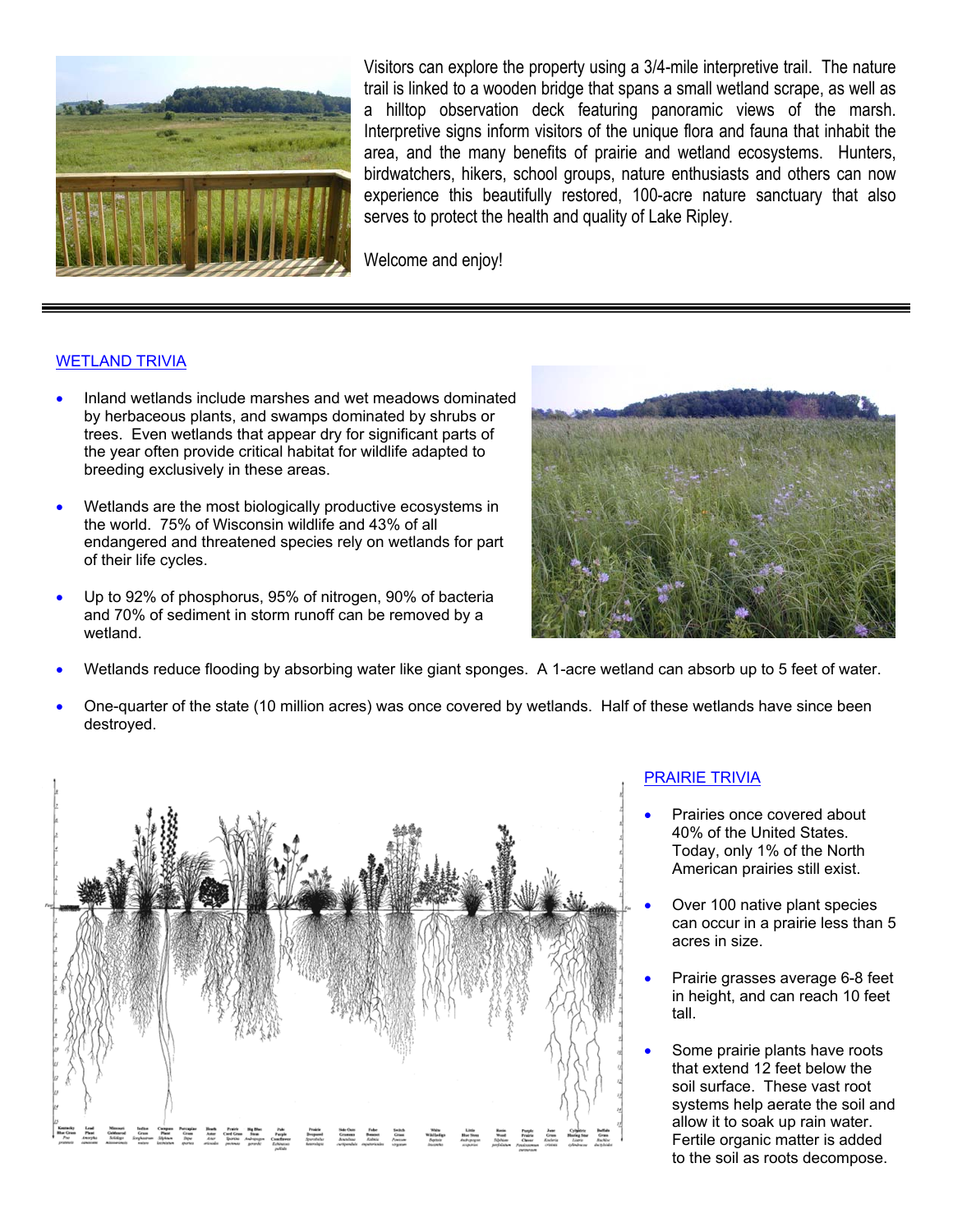Visitors can explore the property using a 3/4-mile interpretive trail. The nature trail is linked to a wooden bridge that spans a small wetland scrape, as well as a hilltop observation deck featuring panoramic views of the marsh. Interpretive signs inform visitors of the unique flora and fauna that inhabit the area, and the many benefits of prairie and wetland ecosystems. Hunters, birdwatchers, hikers, school groups, nature enthusiasts and others can now experience this beautifully restored, 100-acre nature sanctuary that also serves to protect the health and quality of Lake Ripley.

Welcome and enjoy!

---

## WETLAND TRIVIA

- Inland wetlands include marshes and wet meadows dominated by herbaceous plants, and swamps dominated by shrubs or trees. Even wetlands that appear dry for significant parts of the year often provide critical habitat for wildlife adapted to breeding exclusively in these areas.
- Wetlands are the most biologically productive ecosystems in the world. 75% of Wisconsin wildlife and 43% of all endangered and threatened species rely on wetlands for part of their life cycles.
- Up to 92% of phosphorus, 95% of nitrogen, 90% of bacteria and 70% of sediment in storm runoff can be removed by a wetland.
- Wetlands reduce flooding by absorbing water like giant sponges. A 1-acre wetland can absorb up to 5 feet of water.
- One-quarter of the state (10 million acres) was once covered by wetlands. Half of these wetlands have since been destroyed.

## PRAIRIE TRIVIA

- Prairies once covered about 40% of the United States. Today, only 1% of the North American prairies still exist.
- Over 100 native plant species can occur in a prairie less than 5 acres in size.
- Prairie grasses average 6-8 feet in height, and can reach 10 feet tall.
- Some prairie plants have roots that extend 12 feet below the soil surface. These vast root systems help aerate the soil and allow it to soak up rain water. Fertile organic matter is added to the soil as roots decompose.